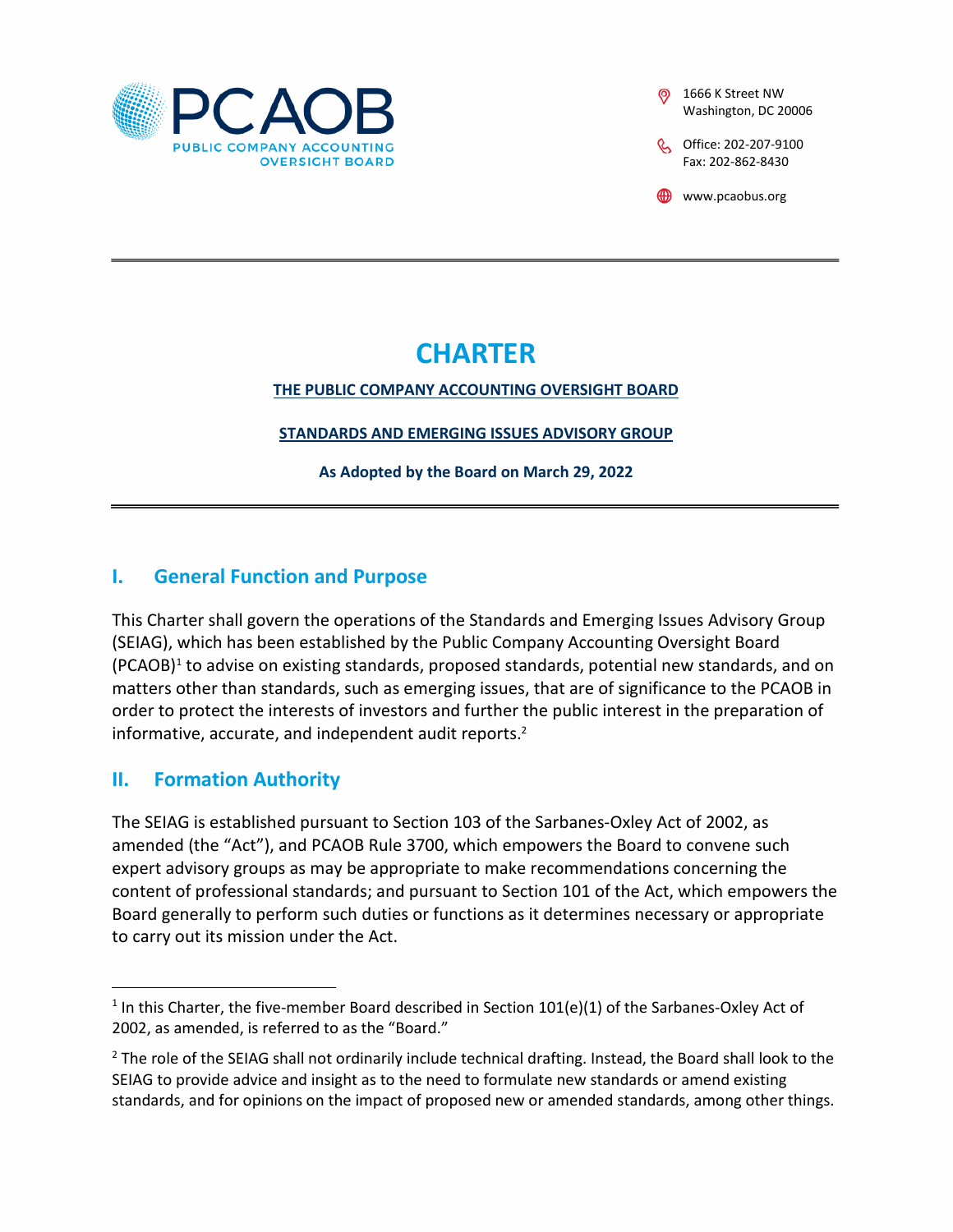PCAOB
PUBLIC COMPANY ACCOUNTING OVERSIGHT BOARD

1666 K Street NW
Washington, DC 20006

Office: 202-207-9100
Fax: 202-862-8430

www.pcaobus.org

# CHARTER

**THE PUBLIC COMPANY ACCOUNTING OVERSIGHT BOARD**

**STANDARDS AND EMERGING ISSUES ADVISORY GROUP**

**As Adopted by the Board on March 29, 2022**

## I. General Function and Purpose

This Charter shall govern the operations of the Standards and Emerging Issues Advisory Group (SEIAG), which has been established by the Public Company Accounting Oversight Board (PCAOB)[1] to advise on existing standards, proposed standards, potential new standards, and on matters other than standards, such as emerging issues, that are of significance to the PCAOB in order to protect the interests of investors and further the public interest in the preparation of informative, accurate, and independent audit reports.[2]

## II. Formation Authority

The SEIAG is established pursuant to Section 103 of the Sarbanes-Oxley Act of 2002, as amended (the "Act"), and PCAOB Rule 3700, which empowers the Board to convene such expert advisory groups as may be appropriate to make recommendations concerning the content of professional standards; and pursuant to Section 101 of the Act, which empowers the Board generally to perform such duties or functions as it determines necessary or appropriate to carry out its mission under the Act.

---

[1] In this Charter, the five-member Board described in Section 101(e)(1) of the Sarbanes-Oxley Act of 2002, as amended, is referred to as the "Board."

[2] The role of the SEIAG shall not ordinarily include technical drafting. Instead, the Board shall look to the SEIAG to provide advice and insight as to the need to formulate new standards or amend existing standards, and for opinions on the impact of proposed new or amended standards, among other things.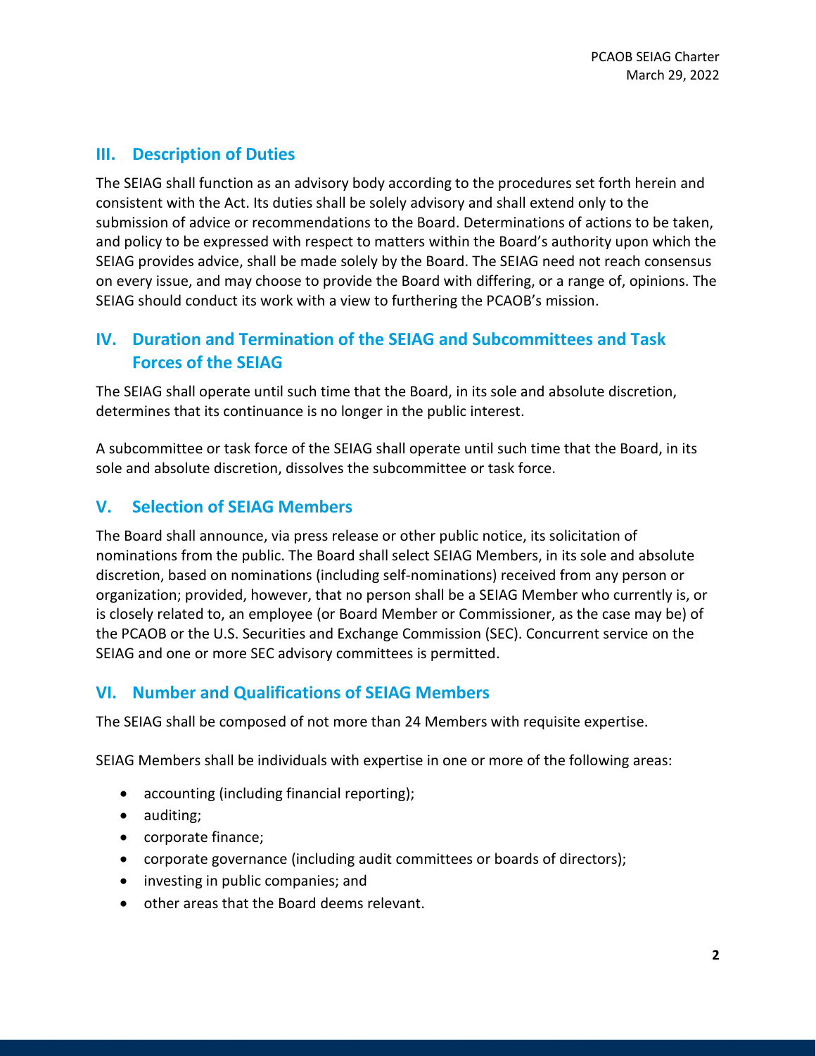## III. Description of Duties

The SEIAG shall function as an advisory body according to the procedures set forth herein and consistent with the Act. Its duties shall be solely advisory and shall extend only to the submission of advice or recommendations to the Board. Determinations of actions to be taken, and policy to be expressed with respect to matters within the Board's authority upon which the SEIAG provides advice, shall be made solely by the Board. The SEIAG need not reach consensus on every issue, and may choose to provide the Board with differing, or a range of, opinions. The SEIAG should conduct its work with a view to furthering the PCAOB's mission.

## IV. Duration and Termination of the SEIAG and Subcommittees and Task Forces of the SEIAG

The SEIAG shall operate until such time that the Board, in its sole and absolute discretion, determines that its continuance is no longer in the public interest.

A subcommittee or task force of the SEIAG shall operate until such time that the Board, in its sole and absolute discretion, dissolves the subcommittee or task force.

## V. Selection of SEIAG Members

The Board shall announce, via press release or other public notice, its solicitation of nominations from the public. The Board shall select SEIAG Members, in its sole and absolute discretion, based on nominations (including self-nominations) received from any person or organization; provided, however, that no person shall be a SEIAG Member who currently is, or is closely related to, an employee (or Board Member or Commissioner, as the case may be) of the PCAOB or the U.S. Securities and Exchange Commission (SEC). Concurrent service on the SEIAG and one or more SEC advisory committees is permitted.

## VI. Number and Qualifications of SEIAG Members

The SEIAG shall be composed of not more than 24 Members with requisite expertise.

SEIAG Members shall be individuals with expertise in one or more of the following areas:

- accounting (including financial reporting);
- auditing;
- corporate finance;
- corporate governance (including audit committees or boards of directors);
- investing in public companies; and
- other areas that the Board deems relevant.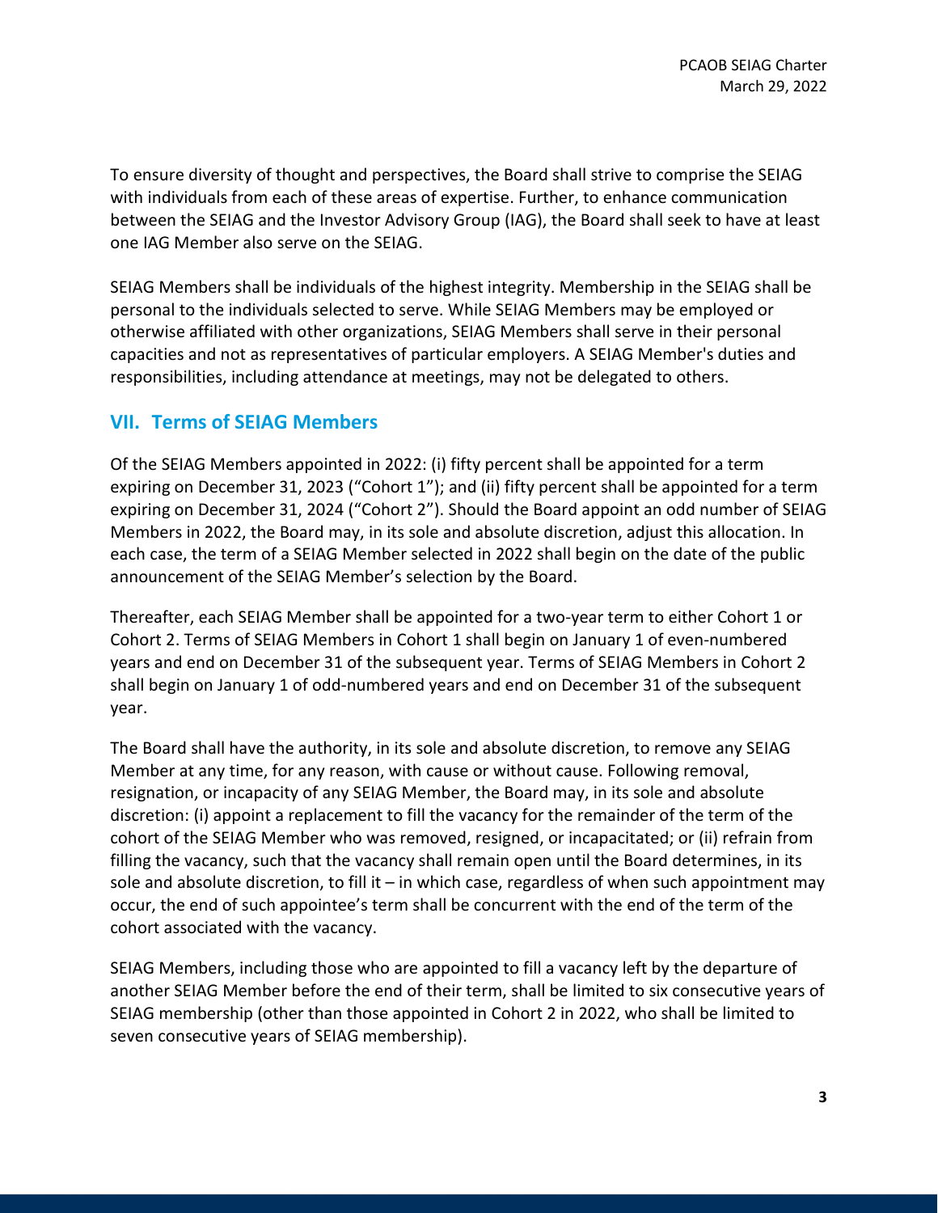To ensure diversity of thought and perspectives, the Board shall strive to comprise the SEIAG with individuals from each of these areas of expertise. Further, to enhance communication between the SEIAG and the Investor Advisory Group (IAG), the Board shall seek to have at least one IAG Member also serve on the SEIAG.

SEIAG Members shall be individuals of the highest integrity. Membership in the SEIAG shall be personal to the individuals selected to serve. While SEIAG Members may be employed or otherwise affiliated with other organizations, SEIAG Members shall serve in their personal capacities and not as representatives of particular employers. A SEIAG Member's duties and responsibilities, including attendance at meetings, may not be delegated to others.

## VII. Terms of SEIAG Members

Of the SEIAG Members appointed in 2022: (i) fifty percent shall be appointed for a term expiring on December 31, 2023 ("Cohort 1"); and (ii) fifty percent shall be appointed for a term expiring on December 31, 2024 ("Cohort 2"). Should the Board appoint an odd number of SEIAG Members in 2022, the Board may, in its sole and absolute discretion, adjust this allocation. In each case, the term of a SEIAG Member selected in 2022 shall begin on the date of the public announcement of the SEIAG Member's selection by the Board.

Thereafter, each SEIAG Member shall be appointed for a two-year term to either Cohort 1 or Cohort 2. Terms of SEIAG Members in Cohort 1 shall begin on January 1 of even-numbered years and end on December 31 of the subsequent year. Terms of SEIAG Members in Cohort 2 shall begin on January 1 of odd-numbered years and end on December 31 of the subsequent year.

The Board shall have the authority, in its sole and absolute discretion, to remove any SEIAG Member at any time, for any reason, with cause or without cause. Following removal, resignation, or incapacity of any SEIAG Member, the Board may, in its sole and absolute discretion: (i) appoint a replacement to fill the vacancy for the remainder of the term of the cohort of the SEIAG Member who was removed, resigned, or incapacitated; or (ii) refrain from filling the vacancy, such that the vacancy shall remain open until the Board determines, in its sole and absolute discretion, to fill it – in which case, regardless of when such appointment may occur, the end of such appointee's term shall be concurrent with the end of the term of the cohort associated with the vacancy.

SEIAG Members, including those who are appointed to fill a vacancy left by the departure of another SEIAG Member before the end of their term, shall be limited to six consecutive years of SEIAG membership (other than those appointed in Cohort 2 in 2022, who shall be limited to seven consecutive years of SEIAG membership).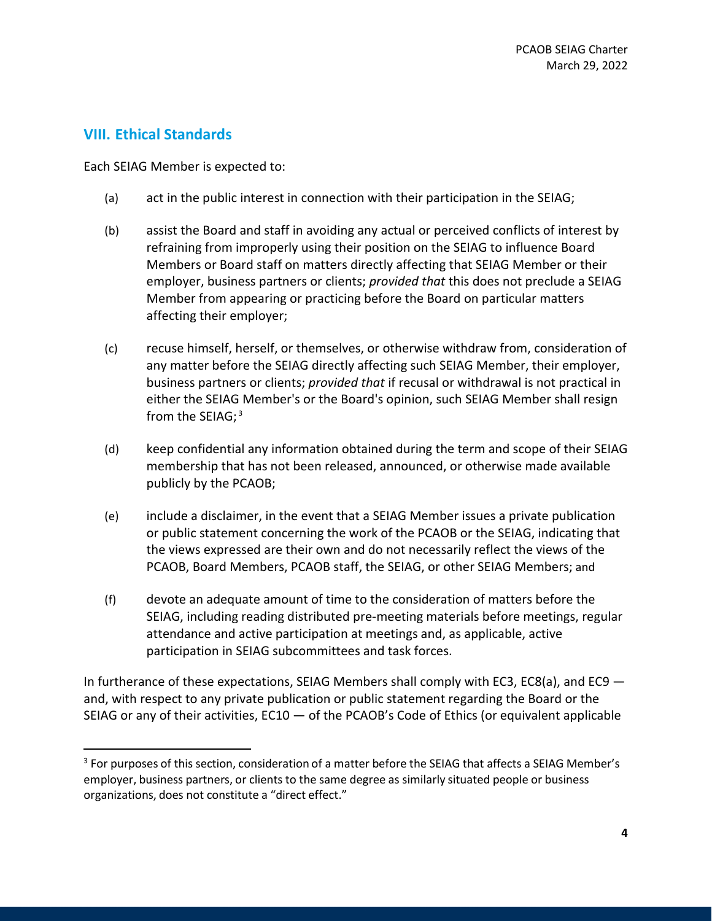## VIII. Ethical Standards

Each SEIAG Member is expected to:

(a) act in the public interest in connection with their participation in the SEIAG;

(b) assist the Board and staff in avoiding any actual or perceived conflicts of interest by refraining from improperly using their position on the SEIAG to influence Board Members or Board staff on matters directly affecting that SEIAG Member or their employer, business partners or clients; *provided that* this does not preclude a SEIAG Member from appearing or practicing before the Board on particular matters affecting their employer;

(c) recuse himself, herself, or themselves, or otherwise withdraw from, consideration of any matter before the SEIAG directly affecting such SEIAG Member, their employer, business partners or clients; *provided that* if recusal or withdrawal is not practical in either the SEIAG Member's or the Board's opinion, such SEIAG Member shall resign from the SEIAG;[3]

(d) keep confidential any information obtained during the term and scope of their SEIAG membership that has not been released, announced, or otherwise made available publicly by the PCAOB;

(e) include a disclaimer, in the event that a SEIAG Member issues a private publication or public statement concerning the work of the PCAOB or the SEIAG, indicating that the views expressed are their own and do not necessarily reflect the views of the PCAOB, Board Members, PCAOB staff, the SEIAG, or other SEIAG Members; and

(f) devote an adequate amount of time to the consideration of matters before the SEIAG, including reading distributed pre-meeting materials before meetings, regular attendance and active participation at meetings and, as applicable, active participation in SEIAG subcommittees and task forces.

In furtherance of these expectations, SEIAG Members shall comply with EC3, EC8(a), and EC9 — and, with respect to any private publication or public statement regarding the Board or the SEIAG or any of their activities, EC10 — of the PCAOB's Code of Ethics (or equivalent applicable

---

[3] For purposes of this section, consideration of a matter before the SEIAG that affects a SEIAG Member's employer, business partners, or clients to the same degree as similarly situated people or business organizations, does not constitute a "direct effect."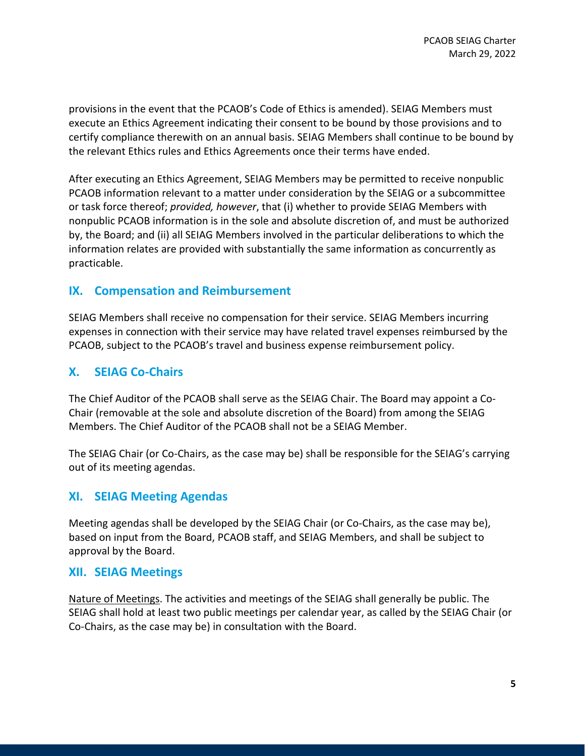provisions in the event that the PCAOB's Code of Ethics is amended). SEIAG Members must execute an Ethics Agreement indicating their consent to be bound by those provisions and to certify compliance therewith on an annual basis. SEIAG Members shall continue to be bound by the relevant Ethics rules and Ethics Agreements once their terms have ended.

After executing an Ethics Agreement, SEIAG Members may be permitted to receive nonpublic PCAOB information relevant to a matter under consideration by the SEIAG or a subcommittee or task force thereof; *provided, however*, that (i) whether to provide SEIAG Members with nonpublic PCAOB information is in the sole and absolute discretion of, and must be authorized by, the Board; and (ii) all SEIAG Members involved in the particular deliberations to which the information relates are provided with substantially the same information as concurrently as practicable.

## IX. Compensation and Reimbursement

SEIAG Members shall receive no compensation for their service. SEIAG Members incurring expenses in connection with their service may have related travel expenses reimbursed by the PCAOB, subject to the PCAOB's travel and business expense reimbursement policy.

## X. SEIAG Co-Chairs

The Chief Auditor of the PCAOB shall serve as the SEIAG Chair. The Board may appoint a Co-Chair (removable at the sole and absolute discretion of the Board) from among the SEIAG Members. The Chief Auditor of the PCAOB shall not be a SEIAG Member.

The SEIAG Chair (or Co-Chairs, as the case may be) shall be responsible for the SEIAG's carrying out of its meeting agendas.

## XI. SEIAG Meeting Agendas

Meeting agendas shall be developed by the SEIAG Chair (or Co-Chairs, as the case may be), based on input from the Board, PCAOB staff, and SEIAG Members, and shall be subject to approval by the Board.

## XII. SEIAG Meetings

<u>Nature of Meetings</u>. The activities and meetings of the SEIAG shall generally be public. The SEIAG shall hold at least two public meetings per calendar year, as called by the SEIAG Chair (or Co-Chairs, as the case may be) in consultation with the Board.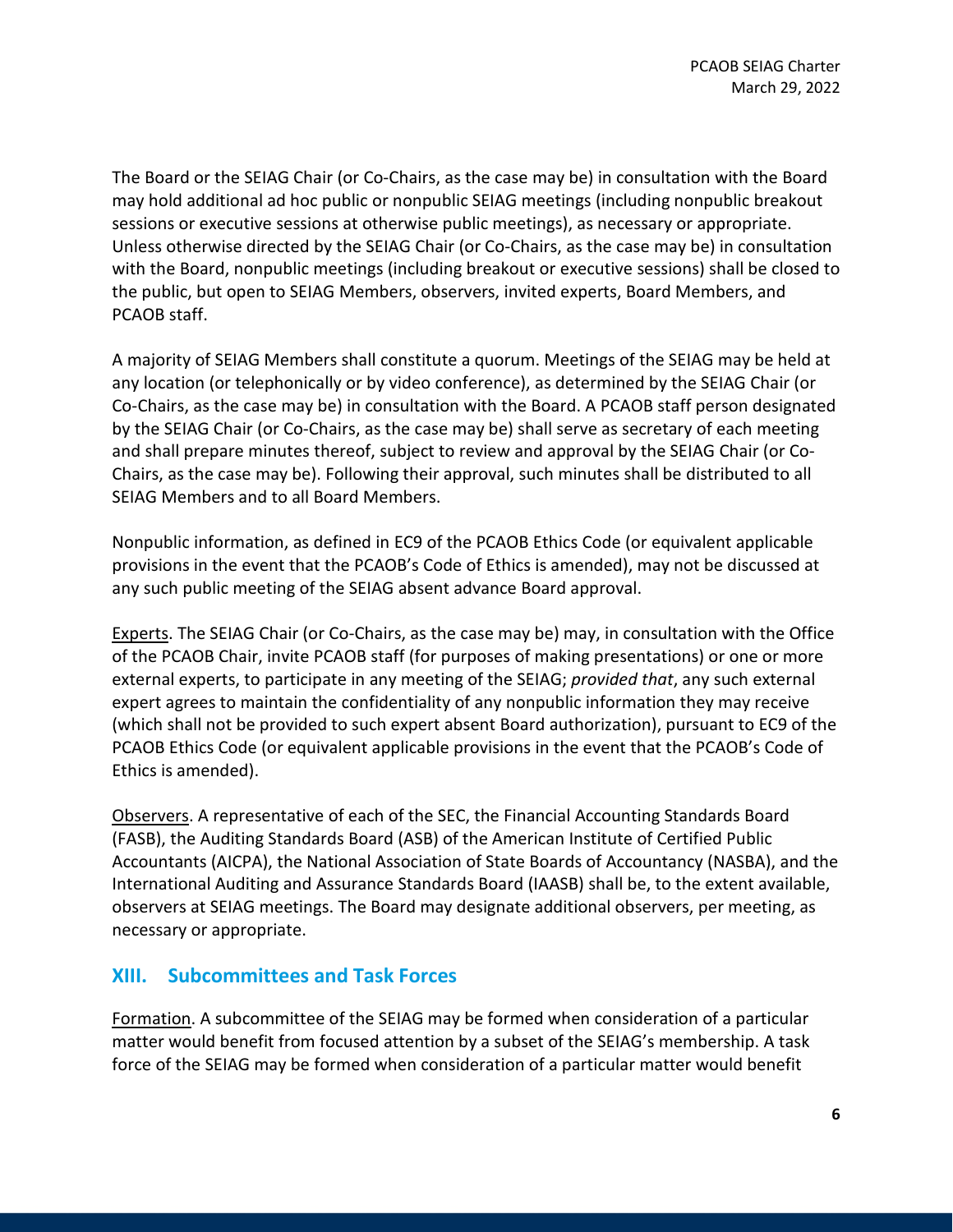The Board or the SEIAG Chair (or Co-Chairs, as the case may be) in consultation with the Board may hold additional ad hoc public or nonpublic SEIAG meetings (including nonpublic breakout sessions or executive sessions at otherwise public meetings), as necessary or appropriate. Unless otherwise directed by the SEIAG Chair (or Co-Chairs, as the case may be) in consultation with the Board, nonpublic meetings (including breakout or executive sessions) shall be closed to the public, but open to SEIAG Members, observers, invited experts, Board Members, and PCAOB staff.

A majority of SEIAG Members shall constitute a quorum. Meetings of the SEIAG may be held at any location (or telephonically or by video conference), as determined by the SEIAG Chair (or Co-Chairs, as the case may be) in consultation with the Board. A PCAOB staff person designated by the SEIAG Chair (or Co-Chairs, as the case may be) shall serve as secretary of each meeting and shall prepare minutes thereof, subject to review and approval by the SEIAG Chair (or Co-Chairs, as the case may be). Following their approval, such minutes shall be distributed to all SEIAG Members and to all Board Members.

Nonpublic information, as defined in EC9 of the PCAOB Ethics Code (or equivalent applicable provisions in the event that the PCAOB's Code of Ethics is amended), may not be discussed at any such public meeting of the SEIAG absent advance Board approval.

Experts. The SEIAG Chair (or Co-Chairs, as the case may be) may, in consultation with the Office of the PCAOB Chair, invite PCAOB staff (for purposes of making presentations) or one or more external experts, to participate in any meeting of the SEIAG; *provided that*, any such external expert agrees to maintain the confidentiality of any nonpublic information they may receive (which shall not be provided to such expert absent Board authorization), pursuant to EC9 of the PCAOB Ethics Code (or equivalent applicable provisions in the event that the PCAOB's Code of Ethics is amended).

Observers. A representative of each of the SEC, the Financial Accounting Standards Board (FASB), the Auditing Standards Board (ASB) of the American Institute of Certified Public Accountants (AICPA), the National Association of State Boards of Accountancy (NASBA), and the International Auditing and Assurance Standards Board (IAASB) shall be, to the extent available, observers at SEIAG meetings. The Board may designate additional observers, per meeting, as necessary or appropriate.

## XIII. Subcommittees and Task Forces

Formation. A subcommittee of the SEIAG may be formed when consideration of a particular matter would benefit from focused attention by a subset of the SEIAG's membership. A task force of the SEIAG may be formed when consideration of a particular matter would benefit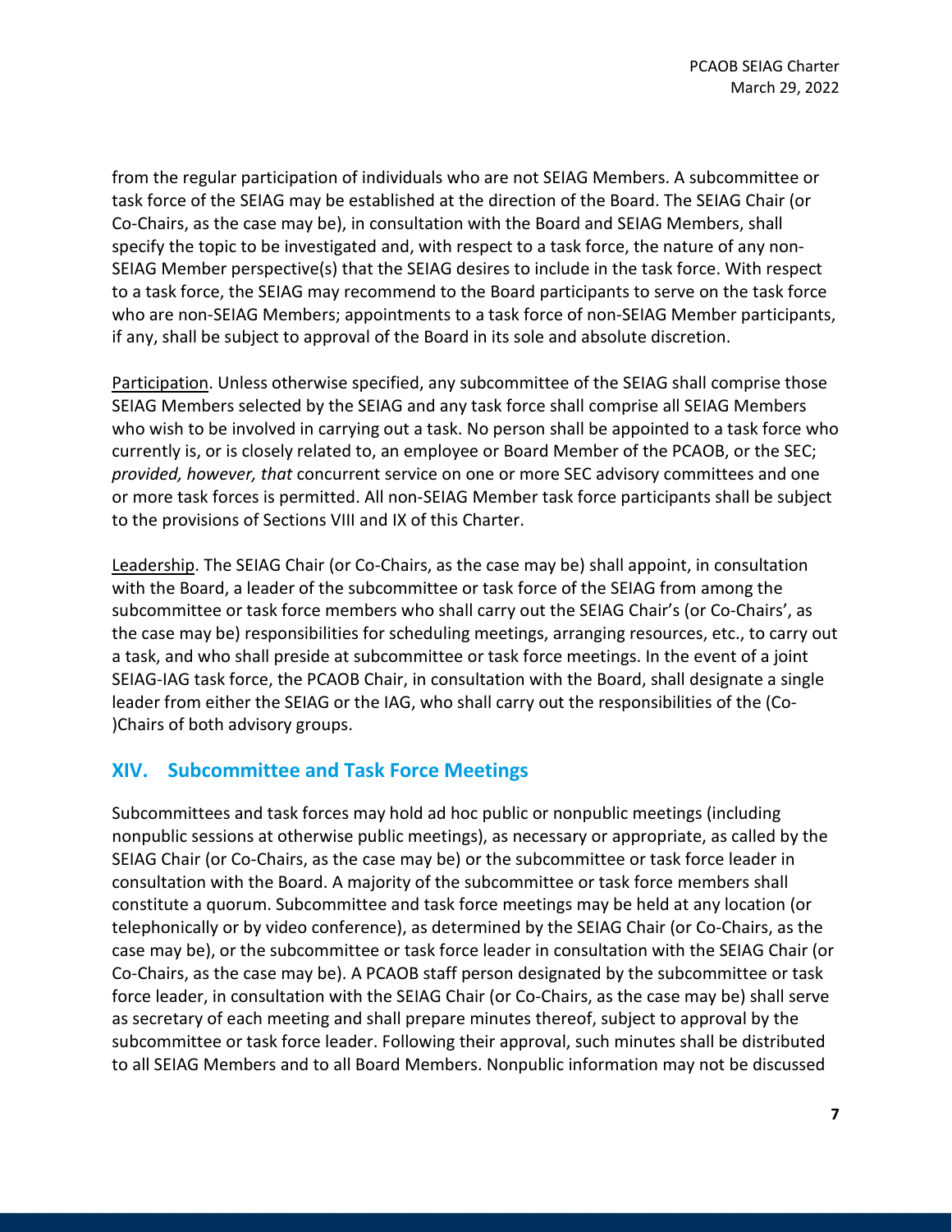from the regular participation of individuals who are not SEIAG Members. A subcommittee or task force of the SEIAG may be established at the direction of the Board. The SEIAG Chair (or Co-Chairs, as the case may be), in consultation with the Board and SEIAG Members, shall specify the topic to be investigated and, with respect to a task force, the nature of any non-SEIAG Member perspective(s) that the SEIAG desires to include in the task force. With respect to a task force, the SEIAG may recommend to the Board participants to serve on the task force who are non-SEIAG Members; appointments to a task force of non-SEIAG Member participants, if any, shall be subject to approval of the Board in its sole and absolute discretion.

<u>Participation</u>. Unless otherwise specified, any subcommittee of the SEIAG shall comprise those SEIAG Members selected by the SEIAG and any task force shall comprise all SEIAG Members who wish to be involved in carrying out a task. No person shall be appointed to a task force who currently is, or is closely related to, an employee or Board Member of the PCAOB, or the SEC; *provided, however, that* concurrent service on one or more SEC advisory committees and one or more task forces is permitted. All non-SEIAG Member task force participants shall be subject to the provisions of Sections VIII and IX of this Charter.

<u>Leadership</u>. The SEIAG Chair (or Co-Chairs, as the case may be) shall appoint, in consultation with the Board, a leader of the subcommittee or task force of the SEIAG from among the subcommittee or task force members who shall carry out the SEIAG Chair's (or Co-Chairs', as the case may be) responsibilities for scheduling meetings, arranging resources, etc., to carry out a task, and who shall preside at subcommittee or task force meetings. In the event of a joint SEIAG-IAG task force, the PCAOB Chair, in consultation with the Board, shall designate a single leader from either the SEIAG or the IAG, who shall carry out the responsibilities of the (Co-)Chairs of both advisory groups.

## XIV. Subcommittee and Task Force Meetings

Subcommittees and task forces may hold ad hoc public or nonpublic meetings (including nonpublic sessions at otherwise public meetings), as necessary or appropriate, as called by the SEIAG Chair (or Co-Chairs, as the case may be) or the subcommittee or task force leader in consultation with the Board. A majority of the subcommittee or task force members shall constitute a quorum. Subcommittee and task force meetings may be held at any location (or telephonically or by video conference), as determined by the SEIAG Chair (or Co-Chairs, as the case may be), or the subcommittee or task force leader in consultation with the SEIAG Chair (or Co-Chairs, as the case may be). A PCAOB staff person designated by the subcommittee or task force leader, in consultation with the SEIAG Chair (or Co-Chairs, as the case may be) shall serve as secretary of each meeting and shall prepare minutes thereof, subject to approval by the subcommittee or task force leader. Following their approval, such minutes shall be distributed to all SEIAG Members and to all Board Members. Nonpublic information may not be discussed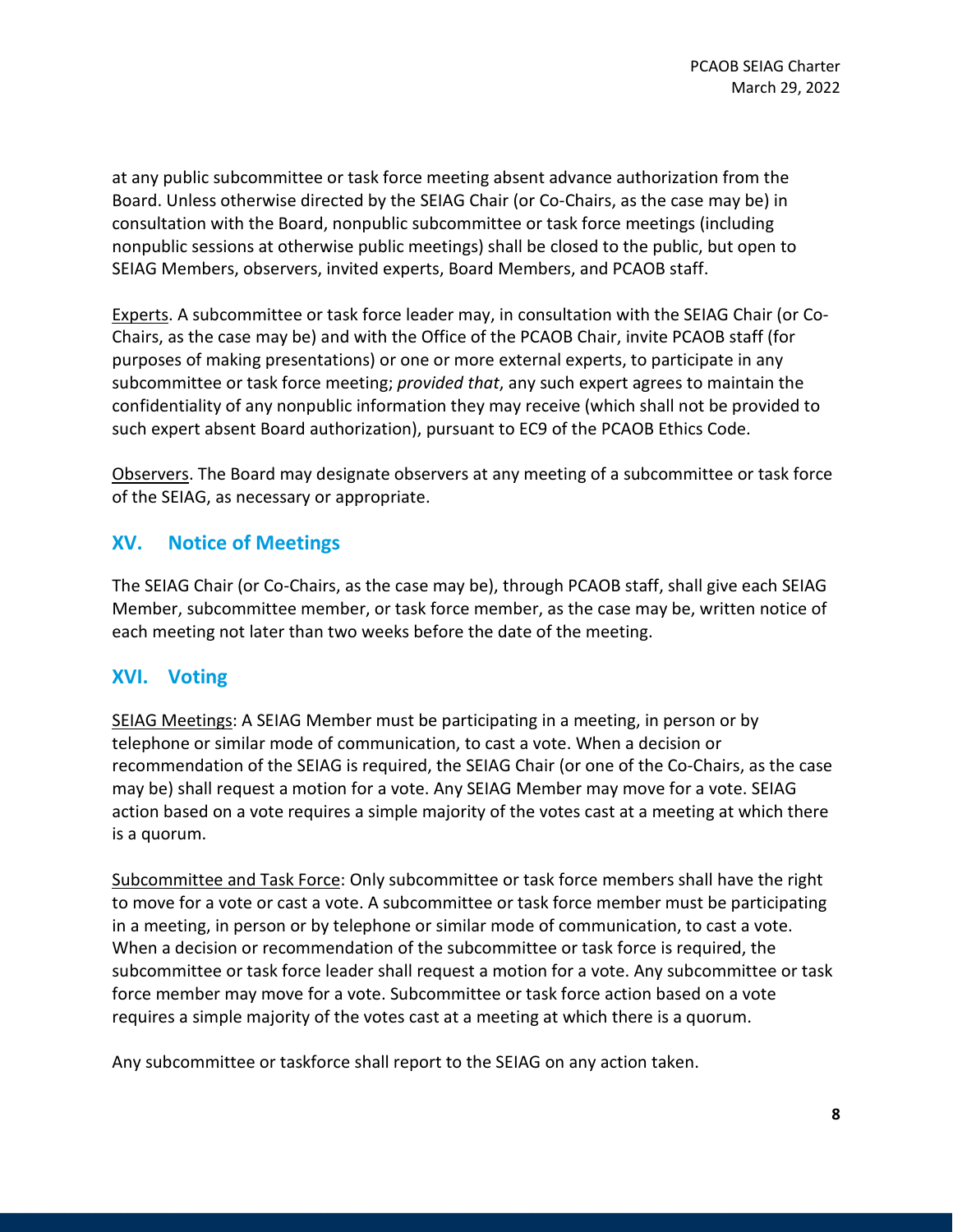at any public subcommittee or task force meeting absent advance authorization from the Board. Unless otherwise directed by the SEIAG Chair (or Co-Chairs, as the case may be) in consultation with the Board, nonpublic subcommittee or task force meetings (including nonpublic sessions at otherwise public meetings) shall be closed to the public, but open to SEIAG Members, observers, invited experts, Board Members, and PCAOB staff.

Experts. A subcommittee or task force leader may, in consultation with the SEIAG Chair (or Co-Chairs, as the case may be) and with the Office of the PCAOB Chair, invite PCAOB staff (for purposes of making presentations) or one or more external experts, to participate in any subcommittee or task force meeting; *provided that*, any such expert agrees to maintain the confidentiality of any nonpublic information they may receive (which shall not be provided to such expert absent Board authorization), pursuant to EC9 of the PCAOB Ethics Code.

Observers. The Board may designate observers at any meeting of a subcommittee or task force of the SEIAG, as necessary or appropriate.

## XV. Notice of Meetings

The SEIAG Chair (or Co-Chairs, as the case may be), through PCAOB staff, shall give each SEIAG Member, subcommittee member, or task force member, as the case may be, written notice of each meeting not later than two weeks before the date of the meeting.

## XVI. Voting

SEIAG Meetings: A SEIAG Member must be participating in a meeting, in person or by telephone or similar mode of communication, to cast a vote. When a decision or recommendation of the SEIAG is required, the SEIAG Chair (or one of the Co-Chairs, as the case may be) shall request a motion for a vote. Any SEIAG Member may move for a vote. SEIAG action based on a vote requires a simple majority of the votes cast at a meeting at which there is a quorum.

Subcommittee and Task Force: Only subcommittee or task force members shall have the right to move for a vote or cast a vote. A subcommittee or task force member must be participating in a meeting, in person or by telephone or similar mode of communication, to cast a vote. When a decision or recommendation of the subcommittee or task force is required, the subcommittee or task force leader shall request a motion for a vote. Any subcommittee or task force member may move for a vote. Subcommittee or task force action based on a vote requires a simple majority of the votes cast at a meeting at which there is a quorum.

Any subcommittee or taskforce shall report to the SEIAG on any action taken.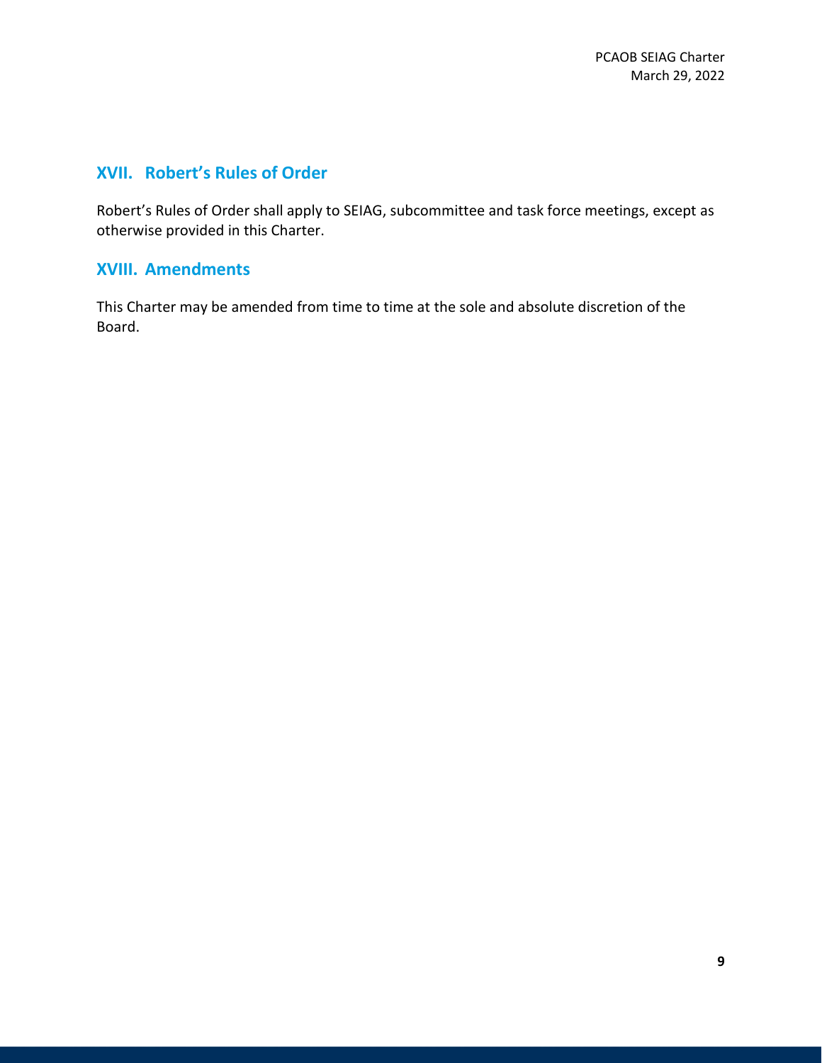## XVII. Robert's Rules of Order

Robert's Rules of Order shall apply to SEIAG, subcommittee and task force meetings, except as otherwise provided in this Charter.

## XVIII. Amendments

This Charter may be amended from time to time at the sole and absolute discretion of the Board.